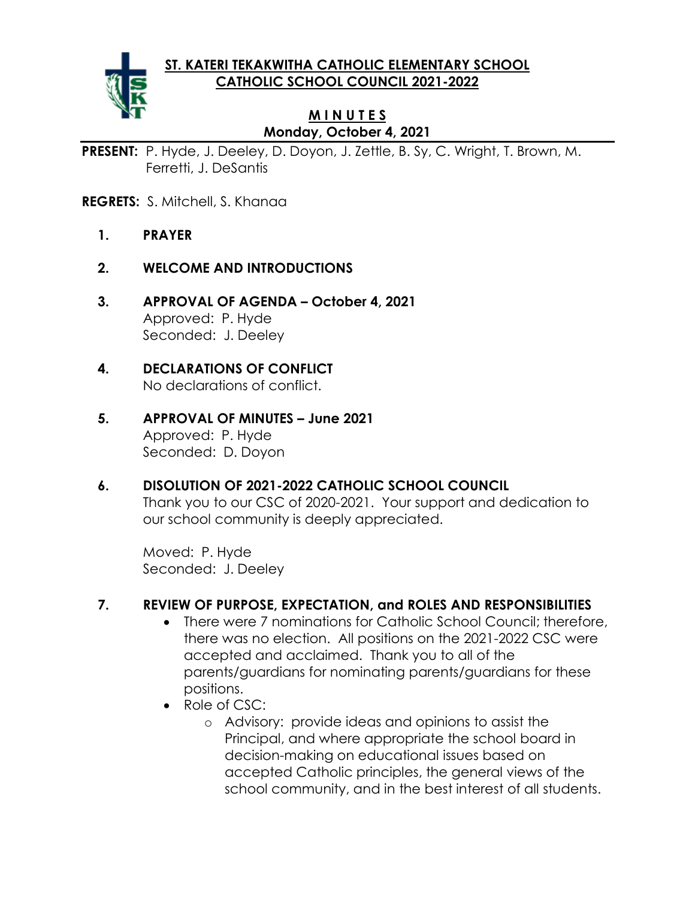# ST. KATERI TEKAKWITHA CATHOLIC ELEMENTARY SCHOOL
## CATHOLIC SCHOOL COUNCIL 2021-2022

### M I N U T E S
### Monday, October 4, 2021

**PRESENT:** P. Hyde, J. Deeley, D. Doyon, J. Zettle, B. Sy, C. Wright, T. Brown, M. Ferretti, J. DeSantis

**REGRETS:** S. Mitchell, S. Khanaa

1. **PRAYER**

2. **WELCOME AND INTRODUCTIONS**

3. **APPROVAL OF AGENDA – October 4, 2021**
   Approved: P. Hyde
   Seconded: J. Deeley

4. **DECLARATIONS OF CONFLICT**
   No declarations of conflict.

5. **APPROVAL OF MINUTES – June 2021**
   Approved: P. Hyde
   Seconded: D. Doyon

6. **DISOLUTION OF 2021-2022 CATHOLIC SCHOOL COUNCIL**
   Thank you to our CSC of 2020-2021. Your support and dedication to our school community is deeply appreciated.

   Moved: P. Hyde
   Seconded: J. Deeley

7. **REVIEW OF PURPOSE, EXPECTATION, and ROLES AND RESPONSIBILITIES**
   - There were 7 nominations for Catholic School Council; therefore, there was no election. All positions on the 2021-2022 CSC were accepted and acclaimed. Thank you to all of the parents/guardians for nominating parents/guardians for these positions.
   - Role of CSC:
     - Advisory: provide ideas and opinions to assist the Principal, and where appropriate the school board in decision-making on educational issues based on accepted Catholic principles, the general views of the school community, and in the best interest of all students.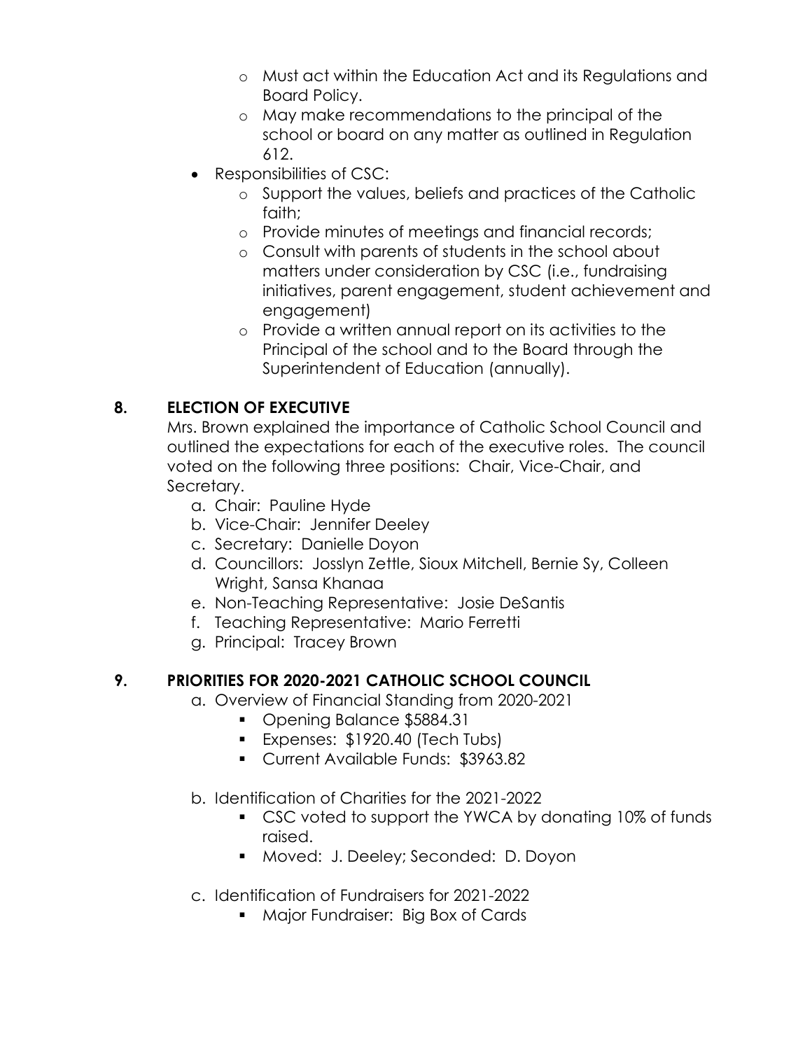- Must act within the Education Act and its Regulations and Board Policy.
    - May make recommendations to the principal of the school or board on any matter as outlined in Regulation 612.
- Responsibilities of CSC:
    - Support the values, beliefs and practices of the Catholic faith;
    - Provide minutes of meetings and financial records;
    - Consult with parents of students in the school about matters under consideration by CSC (i.e., fundraising initiatives, parent engagement, student achievement and engagement)
    - Provide a written annual report on its activities to the Principal of the school and to the Board through the Superintendent of Education (annually).

## 8. ELECTION OF EXECUTIVE

Mrs. Brown explained the importance of Catholic School Council and outlined the expectations for each of the executive roles. The council voted on the following three positions: Chair, Vice-Chair, and Secretary.

a. Chair: Pauline Hyde
b. Vice-Chair: Jennifer Deeley
c. Secretary: Danielle Doyon
d. Councillors: Josslyn Zettle, Sioux Mitchell, Bernie Sy, Colleen Wright, Sansa Khanaa
e. Non-Teaching Representative: Josie DeSantis
f. Teaching Representative: Mario Ferretti
g. Principal: Tracey Brown

## 9. PRIORITIES FOR 2020-2021 CATHOLIC SCHOOL COUNCIL

a. Overview of Financial Standing from 2020-2021
    - Opening Balance $5884.31
    - Expenses: $1920.40 (Tech Tubs)
    - Current Available Funds: $3963.82

b. Identification of Charities for the 2021-2022
    - CSC voted to support the YWCA by donating 10% of funds raised.
    - Moved: J. Deeley; Seconded: D. Doyon

c. Identification of Fundraisers for 2021-2022
    - Major Fundraiser: Big Box of Cards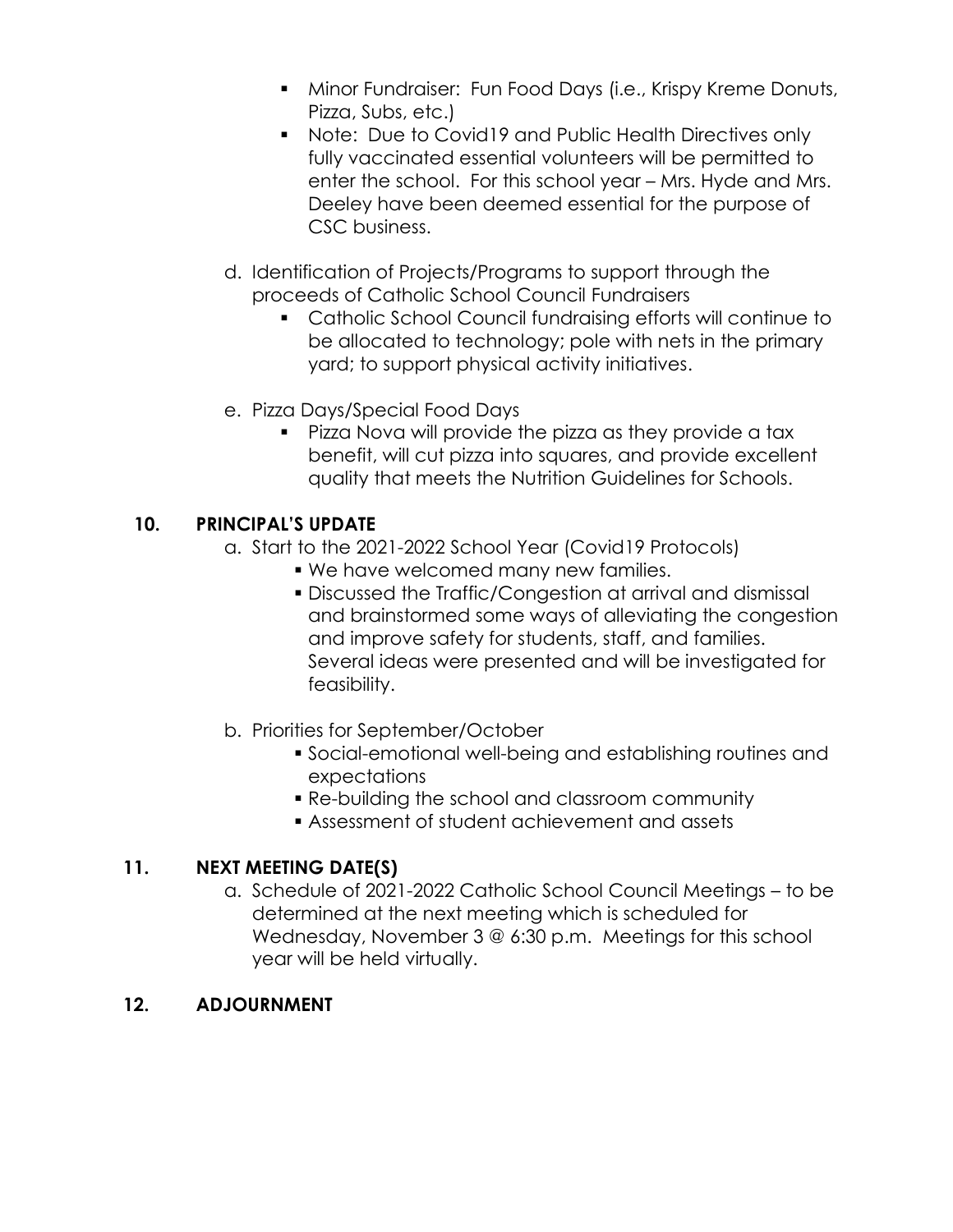- Minor Fundraiser: Fun Food Days (i.e., Krispy Kreme Donuts, Pizza, Subs, etc.)
- Note: Due to Covid19 and Public Health Directives only fully vaccinated essential volunteers will be permitted to enter the school. For this school year – Mrs. Hyde and Mrs. Deeley have been deemed essential for the purpose of CSC business.

d. Identification of Projects/Programs to support through the proceeds of Catholic School Council Fundraisers

- Catholic School Council fundraising efforts will continue to be allocated to technology; pole with nets in the primary yard; to support physical activity initiatives.

e. Pizza Days/Special Food Days

- Pizza Nova will provide the pizza as they provide a tax benefit, will cut pizza into squares, and provide excellent quality that meets the Nutrition Guidelines for Schools.

## 10. PRINCIPAL'S UPDATE

a. Start to the 2021-2022 School Year (Covid19 Protocols)

- We have welcomed many new families.
- Discussed the Traffic/Congestion at arrival and dismissal and brainstormed some ways of alleviating the congestion and improve safety for students, staff, and families. Several ideas were presented and will be investigated for feasibility.

b. Priorities for September/October

- Social-emotional well-being and establishing routines and expectations
- Re-building the school and classroom community
- Assessment of student achievement and assets

## 11. NEXT MEETING DATE(S)

a. Schedule of 2021-2022 Catholic School Council Meetings – to be determined at the next meeting which is scheduled for Wednesday, November 3 @ 6:30 p.m. Meetings for this school year will be held virtually.

## 12. ADJOURNMENT